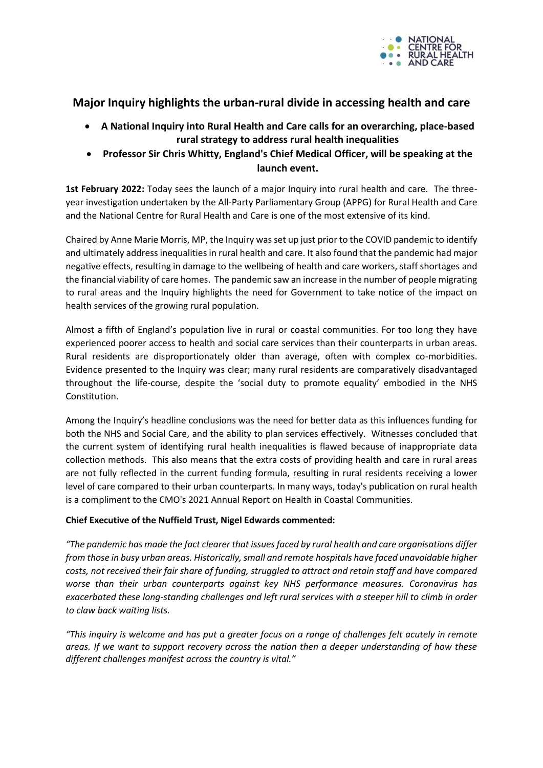# Major Inquiry highlights the urban-rural divide in accessing health and care

- **A National Inquiry into Rural Health and Care calls for an overarching, place-based rural strategy to address rural health inequalities**
- **Professor Sir Chris Whitty, England's Chief Medical Officer, will be speaking at the launch event.**

**1st February 2022:** Today sees the launch of a major Inquiry into rural health and care. The three-year investigation undertaken by the All-Party Parliamentary Group (APPG) for Rural Health and Care and the National Centre for Rural Health and Care is one of the most extensive of its kind.

Chaired by Anne Marie Morris, MP, the Inquiry was set up just prior to the COVID pandemic to identify and ultimately address inequalities in rural health and care. It also found that the pandemic had major negative effects, resulting in damage to the wellbeing of health and care workers, staff shortages and the financial viability of care homes. The pandemic saw an increase in the number of people migrating to rural areas and the Inquiry highlights the need for Government to take notice of the impact on health services of the growing rural population.

Almost a fifth of England's population live in rural or coastal communities. For too long they have experienced poorer access to health and social care services than their counterparts in urban areas. Rural residents are disproportionately older than average, often with complex co-morbidities. Evidence presented to the Inquiry was clear; many rural residents are comparatively disadvantaged throughout the life-course, despite the 'social duty to promote equality' embodied in the NHS Constitution.

Among the Inquiry's headline conclusions was the need for better data as this influences funding for both the NHS and Social Care, and the ability to plan services effectively. Witnesses concluded that the current system of identifying rural health inequalities is flawed because of inappropriate data collection methods. This also means that the extra costs of providing health and care in rural areas are not fully reflected in the current funding formula, resulting in rural residents receiving a lower level of care compared to their urban counterparts. In many ways, today's publication on rural health is a compliment to the CMO's 2021 Annual Report on Health in Coastal Communities.

**Chief Executive of the Nuffield Trust, Nigel Edwards commented:**

*"The pandemic has made the fact clearer that issues faced by rural health and care organisations differ from those in busy urban areas. Historically, small and remote hospitals have faced unavoidable higher costs, not received their fair share of funding, struggled to attract and retain staff and have compared worse than their urban counterparts against key NHS performance measures. Coronavirus has exacerbated these long-standing challenges and left rural services with a steeper hill to climb in order to claw back waiting lists.*

*"This inquiry is welcome and has put a greater focus on a range of challenges felt acutely in remote areas. If we want to support recovery across the nation then a deeper understanding of how these different challenges manifest across the country is vital."*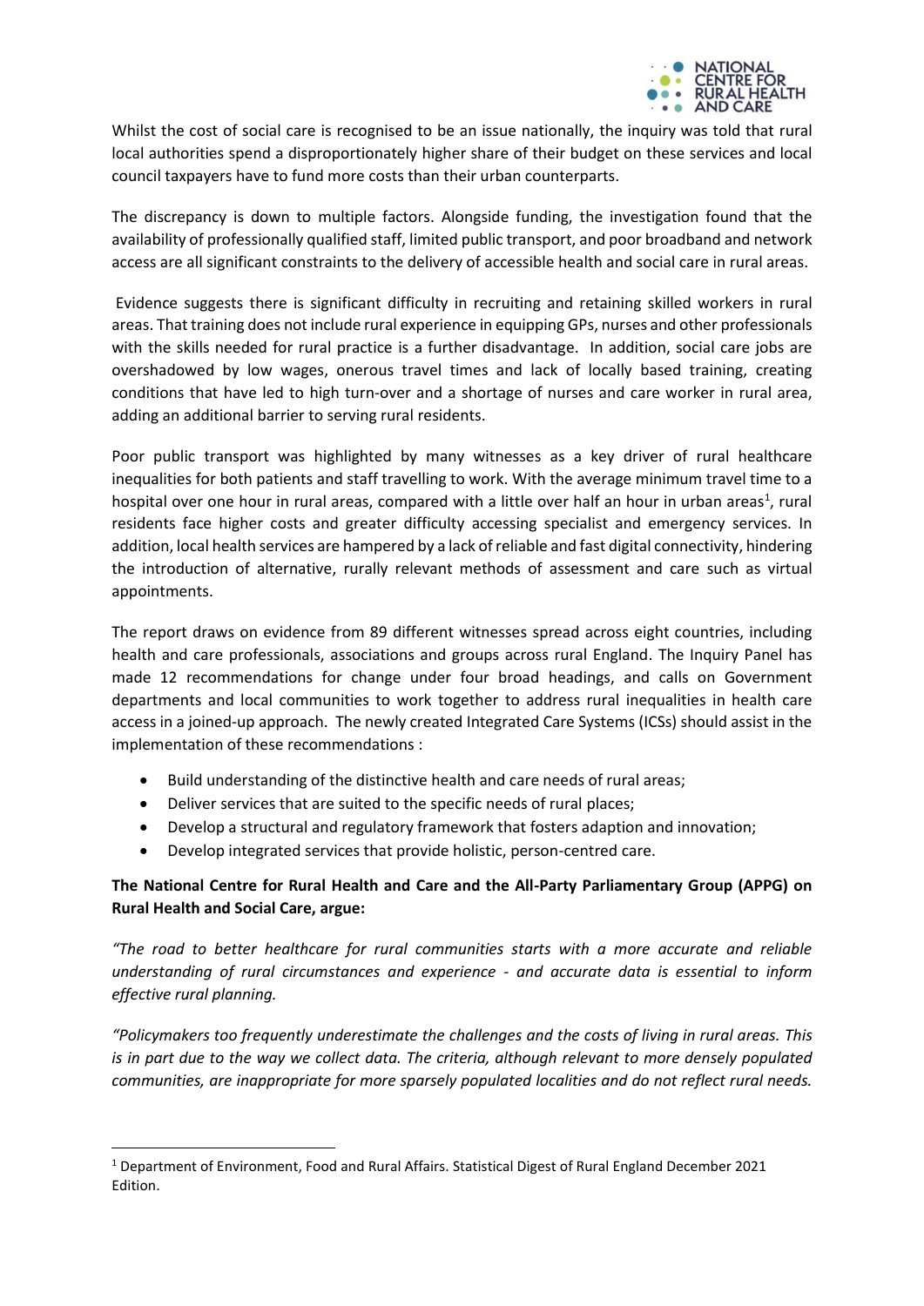Whilst the cost of social care is recognised to be an issue nationally, the inquiry was told that rural local authorities spend a disproportionately higher share of their budget on these services and local council taxpayers have to fund more costs than their urban counterparts.

The discrepancy is down to multiple factors. Alongside funding, the investigation found that the availability of professionally qualified staff, limited public transport, and poor broadband and network access are all significant constraints to the delivery of accessible health and social care in rural areas.

Evidence suggests there is significant difficulty in recruiting and retaining skilled workers in rural areas. That training does not include rural experience in equipping GPs, nurses and other professionals with the skills needed for rural practice is a further disadvantage. In addition, social care jobs are overshadowed by low wages, onerous travel times and lack of locally based training, creating conditions that have led to high turn-over and a shortage of nurses and care worker in rural area, adding an additional barrier to serving rural residents.

Poor public transport was highlighted by many witnesses as a key driver of rural healthcare inequalities for both patients and staff travelling to work. With the average minimum travel time to a hospital over one hour in rural areas, compared with a little over half an hour in urban areas[1], rural residents face higher costs and greater difficulty accessing specialist and emergency services. In addition, local health services are hampered by a lack of reliable and fast digital connectivity, hindering the introduction of alternative, rurally relevant methods of assessment and care such as virtual appointments.

The report draws on evidence from 89 different witnesses spread across eight countries, including health and care professionals, associations and groups across rural England. The Inquiry Panel has made 12 recommendations for change under four broad headings, and calls on Government departments and local communities to work together to address rural inequalities in health care access in a joined-up approach. The newly created Integrated Care Systems (ICSs) should assist in the implementation of these recommendations :

- Build understanding of the distinctive health and care needs of rural areas;
- Deliver services that are suited to the specific needs of rural places;
- Develop a structural and regulatory framework that fosters adaption and innovation;
- Develop integrated services that provide holistic, person-centred care.

**The National Centre for Rural Health and Care and the All-Party Parliamentary Group (APPG) on Rural Health and Social Care, argue:**

*"The road to better healthcare for rural communities starts with a more accurate and reliable understanding of rural circumstances and experience - and accurate data is essential to inform effective rural planning.*

*"Policymakers too frequently underestimate the challenges and the costs of living in rural areas. This is in part due to the way we collect data. The criteria, although relevant to more densely populated communities, are inappropriate for more sparsely populated localities and do not reflect rural needs.*

[1] Department of Environment, Food and Rural Affairs. Statistical Digest of Rural England December 2021 Edition.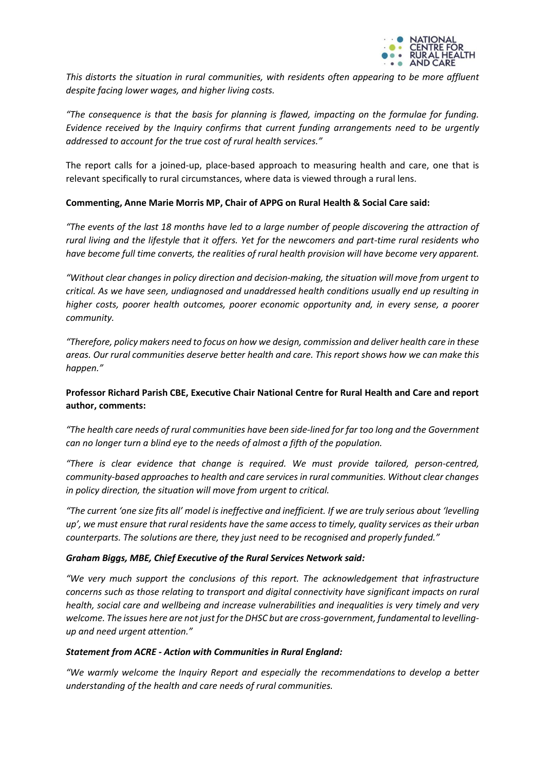*This distorts the situation in rural communities, with residents often appearing to be more affluent despite facing lower wages, and higher living costs.*

*"The consequence is that the basis for planning is flawed, impacting on the formulae for funding. Evidence received by the Inquiry confirms that current funding arrangements need to be urgently addressed to account for the true cost of rural health services."*

The report calls for a joined-up, place-based approach to measuring health and care, one that is relevant specifically to rural circumstances, where data is viewed through a rural lens.

**Commenting, Anne Marie Morris MP, Chair of APPG on Rural Health & Social Care said:**

*"The events of the last 18 months have led to a large number of people discovering the attraction of rural living and the lifestyle that it offers. Yet for the newcomers and part-time rural residents who have become full time converts, the realities of rural health provision will have become very apparent.*

*"Without clear changes in policy direction and decision-making, the situation will move from urgent to critical. As we have seen, undiagnosed and unaddressed health conditions usually end up resulting in higher costs, poorer health outcomes, poorer economic opportunity and, in every sense, a poorer community.*

*"Therefore, policy makers need to focus on how we design, commission and deliver health care in these areas. Our rural communities deserve better health and care. This report shows how we can make this happen."*

**Professor Richard Parish CBE, Executive Chair National Centre for Rural Health and Care and report author, comments:**

*"The health care needs of rural communities have been side-lined for far too long and the Government can no longer turn a blind eye to the needs of almost a fifth of the population.*

*"There is clear evidence that change is required. We must provide tailored, person-centred, community-based approaches to health and care services in rural communities. Without clear changes in policy direction, the situation will move from urgent to critical.*

*"The current 'one size fits all' model is ineffective and inefficient. If we are truly serious about 'levelling up', we must ensure that rural residents have the same access to timely, quality services as their urban counterparts. The solutions are there, they just need to be recognised and properly funded."*

***Graham Biggs, MBE, Chief Executive of the Rural Services Network said:***

*"We very much support the conclusions of this report. The acknowledgement that infrastructure concerns such as those relating to transport and digital connectivity have significant impacts on rural health, social care and wellbeing and increase vulnerabilities and inequalities is very timely and very welcome. The issues here are not just for the DHSC but are cross-government, fundamental to levelling-up and need urgent attention."*

***Statement from ACRE - Action with Communities in Rural England:***

*"We warmly welcome the Inquiry Report and especially the recommendations to develop a better understanding of the health and care needs of rural communities.*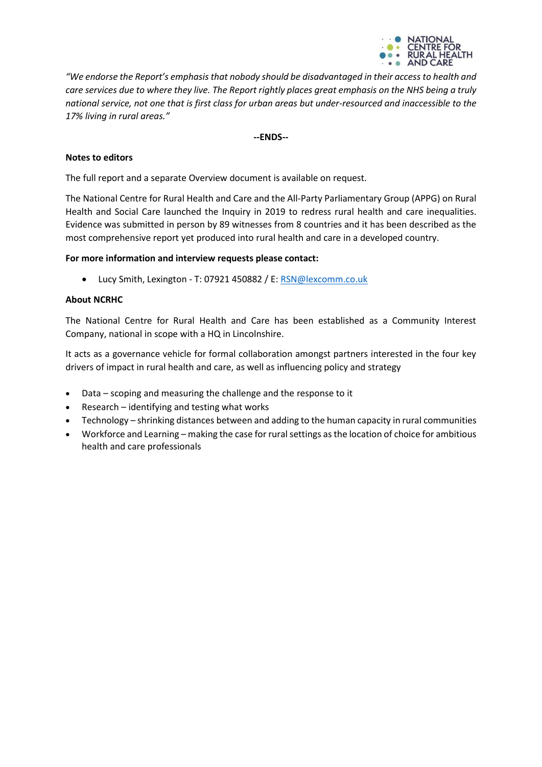*"We endorse the Report's emphasis that nobody should be disadvantaged in their access to health and care services due to where they live. The Report rightly places great emphasis on the NHS being a truly national service, not one that is first class for urban areas but under-resourced and inaccessible to the 17% living in rural areas."*

**--ENDS--**

**Notes to editors**

The full report and a separate Overview document is available on request.

The National Centre for Rural Health and Care and the All-Party Parliamentary Group (APPG) on Rural Health and Social Care launched the Inquiry in 2019 to redress rural health and care inequalities. Evidence was submitted in person by 89 witnesses from 8 countries and it has been described as the most comprehensive report yet produced into rural health and care in a developed country.

**For more information and interview requests please contact:**

- Lucy Smith, Lexington - T: 07921 450882 / E: RSN@lexcomm.co.uk

**About NCRHC**

The National Centre for Rural Health and Care has been established as a Community Interest Company, national in scope with a HQ in Lincolnshire.

It acts as a governance vehicle for formal collaboration amongst partners interested in the four key drivers of impact in rural health and care, as well as influencing policy and strategy

- Data – scoping and measuring the challenge and the response to it
- Research – identifying and testing what works
- Technology – shrinking distances between and adding to the human capacity in rural communities
- Workforce and Learning – making the case for rural settings as the location of choice for ambitious health and care professionals